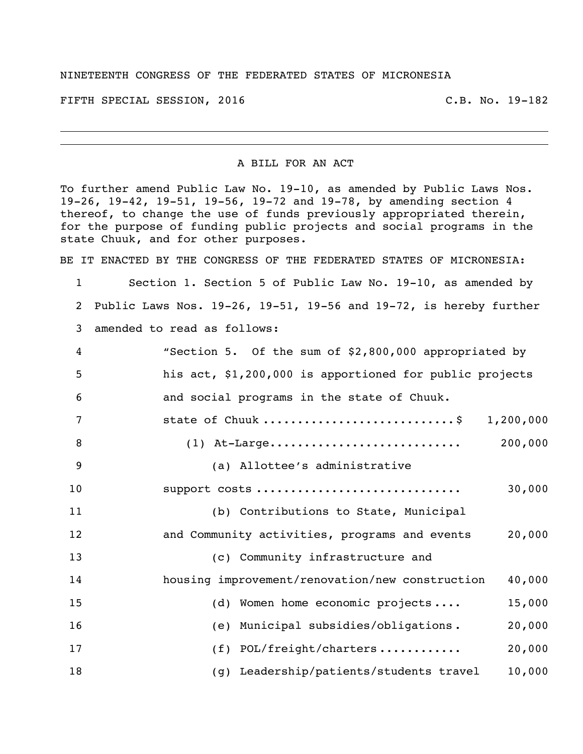NINETEENTH CONGRESS OF THE FEDERATED STATES OF MICRONESIA

FIFTH SPECIAL SESSION, 2016 C.B. No. 19-182

---

A BILL FOR AN ACT

To further amend Public Law No. 19-10, as amended by Public Laws Nos. 19-26, 19-42, 19-51, 19-56, 19-72 and 19-78, by amending section 4 thereof, to change the use of funds previously appropriated therein, for the purpose of funding public projects and social programs in the state Chuuk, and for other purposes.

BE IT ENACTED BY THE CONGRESS OF THE FEDERATED STATES OF MICRONESIA:

1 Section 1. Section 5 of Public Law No. 19-10, as amended by
2 Public Laws Nos. 19-26, 19-51, 19-56 and 19-72, is hereby further
3 amended to read as follows:

4 "Section 5. Of the sum of $2,800,000 appropriated by
5 his act, $1,200,000 is apportioned for public projects
6 and social programs in the state of Chuuk.

7 state of Chuuk ............................$ 1,200,000
8 (1) At-Large............................ 200,000
9 (a) Allottee's administrative
10 support costs ............................ 30,000
11 (b) Contributions to State, Municipal
12 and Community activities, programs and events 20,000
13 (c) Community infrastructure and
14 housing improvement/renovation/new construction 40,000
15 (d) Women home economic projects .... 15,000
16 (e) Municipal subsidies/obligations. 20,000
17 (f) POL/freight/charters ........... 20,000
18 (g) Leadership/patients/students travel 10,000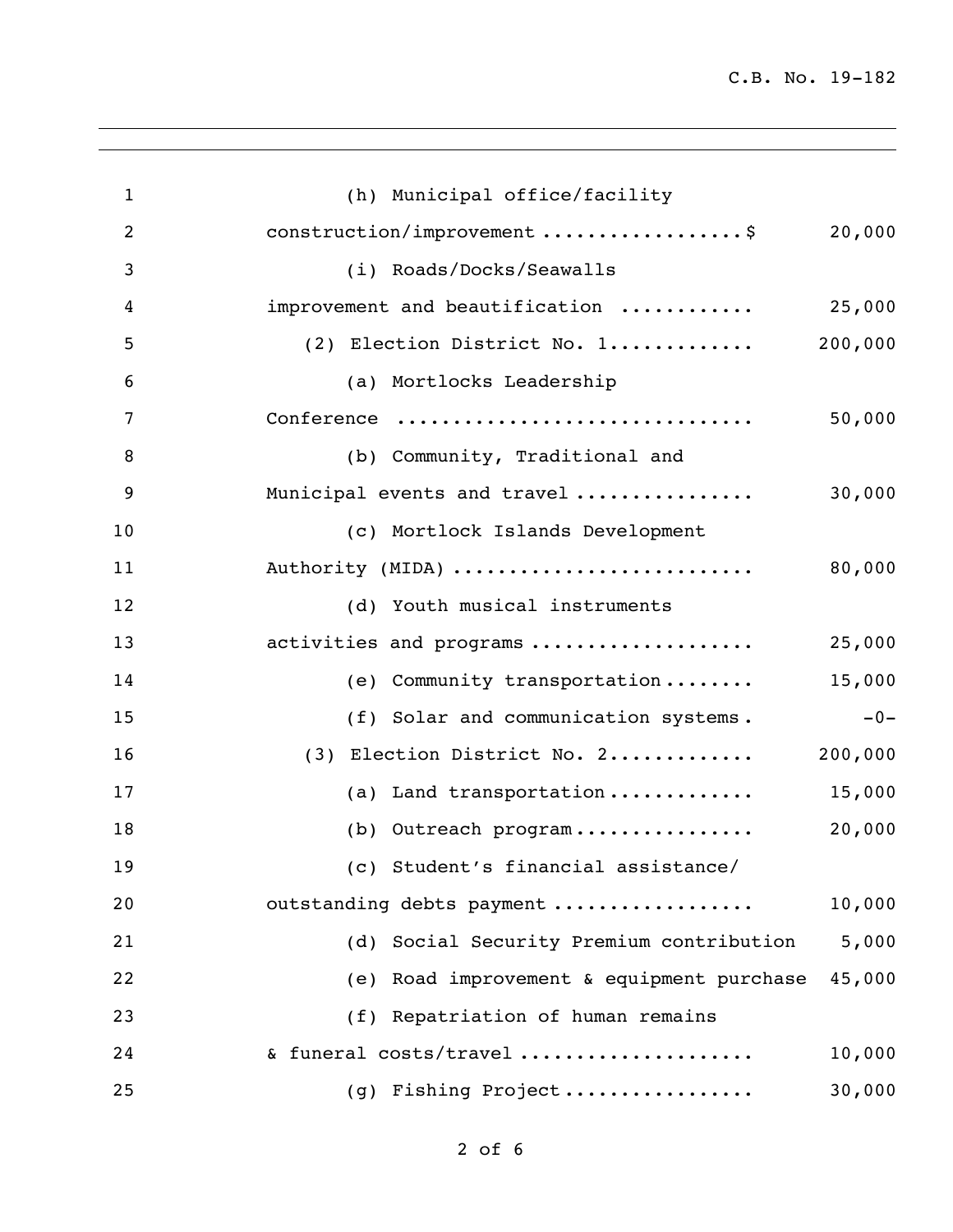(h) Municipal office/facility construction/improvement .................\$ 20,000

(i) Roads/Docks/Seawalls improvement and beautification ............ 25,000

(2) Election District No. 1............ 200,000

(a) Mortlocks Leadership Conference .............................. 50,000

(b) Community, Traditional and Municipal events and travel ............... 30,000

(c) Mortlock Islands Development Authority (MIDA) .......................... 80,000

(d) Youth musical instruments activities and programs ................... 25,000

(e) Community transportation........ 15,000

(f) Solar and communication systems. -0-

(3) Election District No. 2............ 200,000

(a) Land transportation............ 15,000

(b) Outreach program................ 20,000

(c) Student's financial assistance/ outstanding debts payment ................. 10,000

(d) Social Security Premium contribution 5,000

(e) Road improvement & equipment purchase 45,000

(f) Repatriation of human remains & funeral costs/travel .................... 10,000

(g) Fishing Project................ 30,000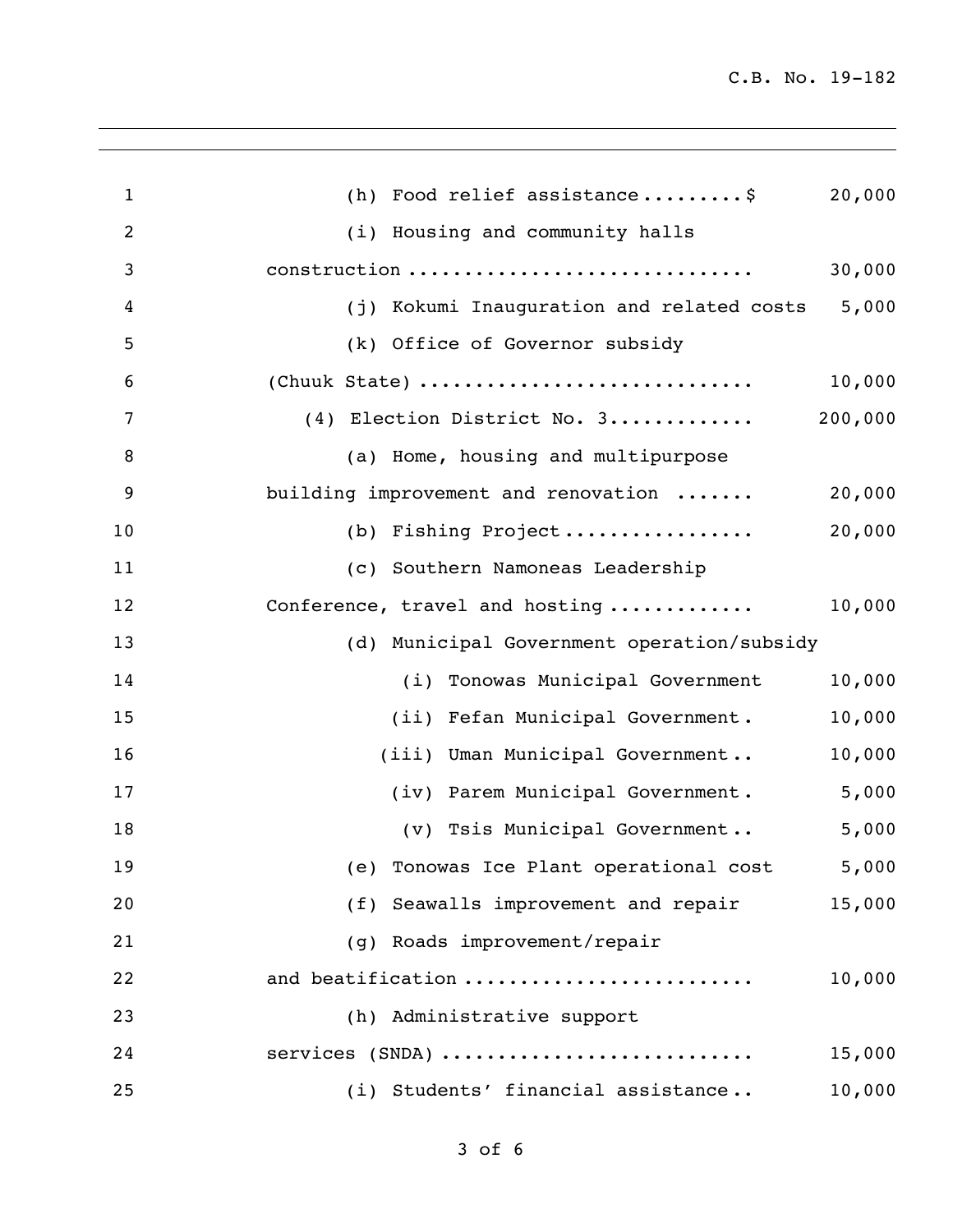(h) Food relief assistance.........$ 20,000

(i) Housing and community halls construction .............................. 30,000

(j) Kokumi Inauguration and related costs 5,000

(k) Office of Governor subsidy (Chuuk State) ............................ 10,000

(4) Election District No. 3............ 200,000

(a) Home, housing and multipurpose building improvement and renovation ....... 20,000

(b) Fishing Project................ 20,000

(c) Southern Namoneas Leadership Conference, travel and hosting ............ 10,000

(d) Municipal Government operation/subsidy

(i) Tonowas Municipal Government 10,000

(ii) Fefan Municipal Government. 10,000

(iii) Uman Municipal Government.. 10,000

(iv) Parem Municipal Government. 5,000

(v) Tsis Municipal Government.. 5,000

(e) Tonowas Ice Plant operational cost 5,000

(f) Seawalls improvement and repair 15,000

(g) Roads improvement/repair and beatification ........................ 10,000

(h) Administrative support services (SNDA) .......................... 15,000

(i) Students' financial assistance.. 10,000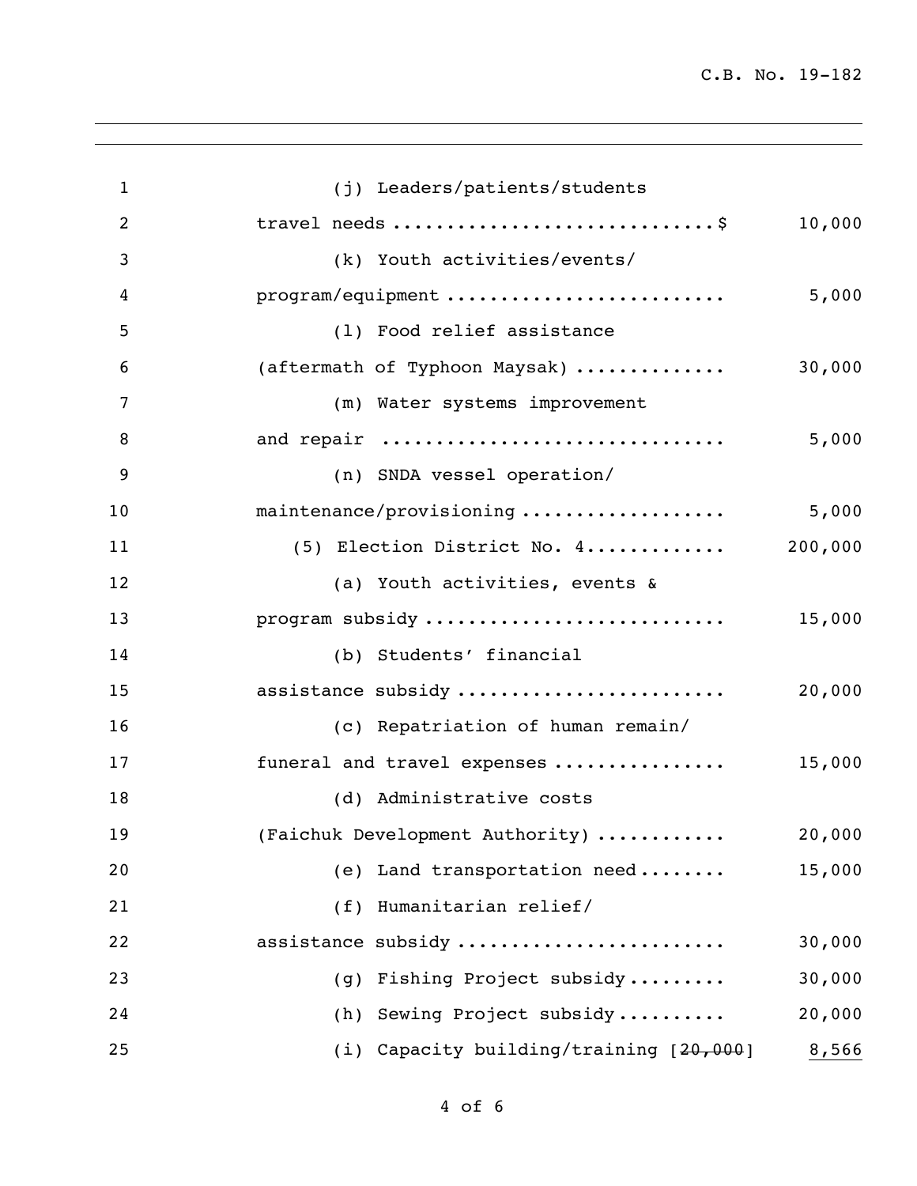(j) Leaders/patients/students travel needs ............................$ 10,000

(k) Youth activities/events/ program/equipment ......................... 5,000

(l) Food relief assistance (aftermath of Typhoon Maysak) ............. 30,000

(m) Water systems improvement and repair ............................... 5,000

(n) SNDA vessel operation/ maintenance/provisioning .................. 5,000

(5) Election District No. 4............ 200,000

(a) Youth activities, events & program subsidy ........................... 15,000

(b) Students' financial assistance subsidy ........................ 20,000

(c) Repatriation of human remain/ funeral and travel expenses ................ 15,000

(d) Administrative costs (Faichuk Development Authority) ........... 20,000

(e) Land transportation need........ 15,000

(f) Humanitarian relief/ assistance subsidy ....................... 30,000

(g) Fishing Project subsidy......... 30,000

(h) Sewing Project subsidy.......... 20,000

(i) Capacity building/training [~~20,000~~] <u>8,566</u>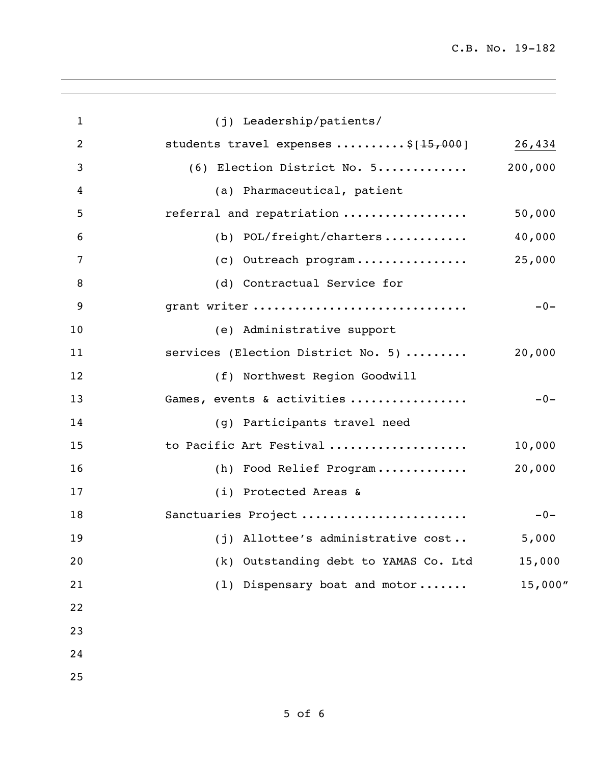(j) Leadership/patients/
students travel expenses ..........$[~~15,000~~] <u>26,434</u>

(6) Election District No. 5............ 200,000

(a) Pharmaceutical, patient
referral and repatriation .................. 50,000

(b) POL/freight/charters ........... 40,000

(c) Outreach program ................ 25,000

(d) Contractual Service for
grant writer ............................. -0-

(e) Administrative support
services (Election District No. 5) ......... 20,000

(f) Northwest Region Goodwill
Games, events & activities ................. -0-

(g) Participants travel need
to Pacific Art Festival ................... 10,000

(h) Food Relief Program ............. 20,000

(i) Protected Areas &
Sanctuaries Project ....................... -0-

(j) Allottee's administrative cost .. 5,000

(k) Outstanding debt to YAMAS Co. Ltd 15,000

(l) Dispensary boat and motor ....... 15,000"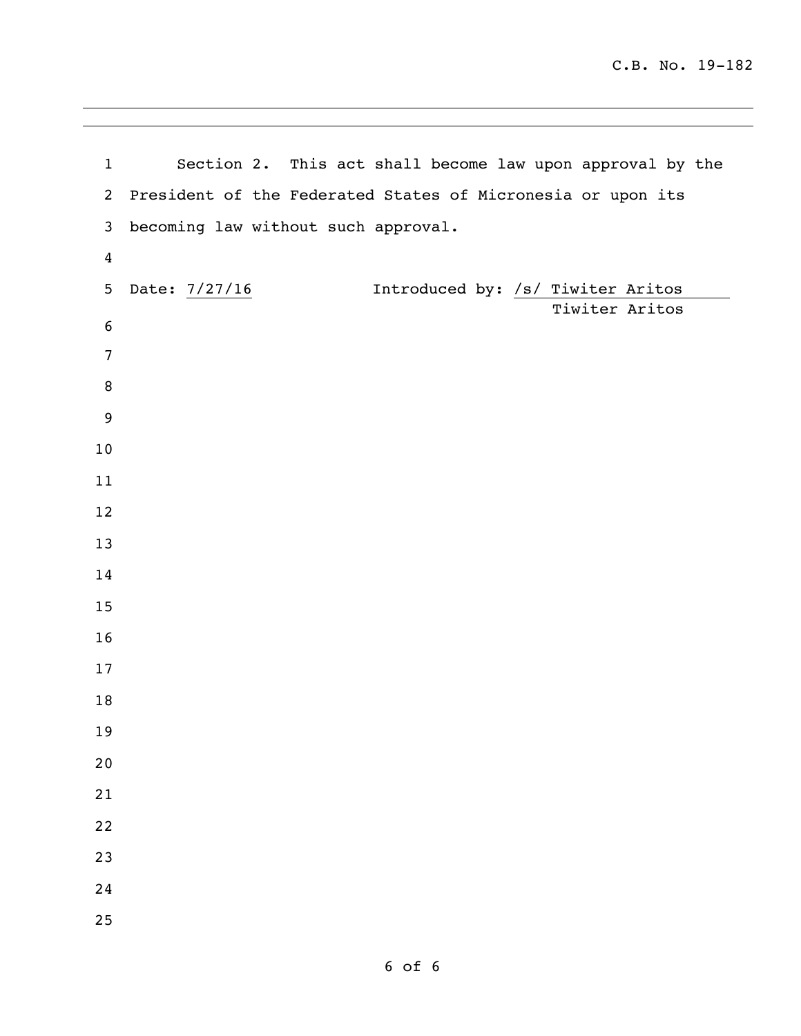Section 2. This act shall become law upon approval by the President of the Federated States of Micronesia or upon its becoming law without such approval.

Date: 7/27/16 Introduced by: /s/ Tiwiter Aritos

Tiwiter Aritos